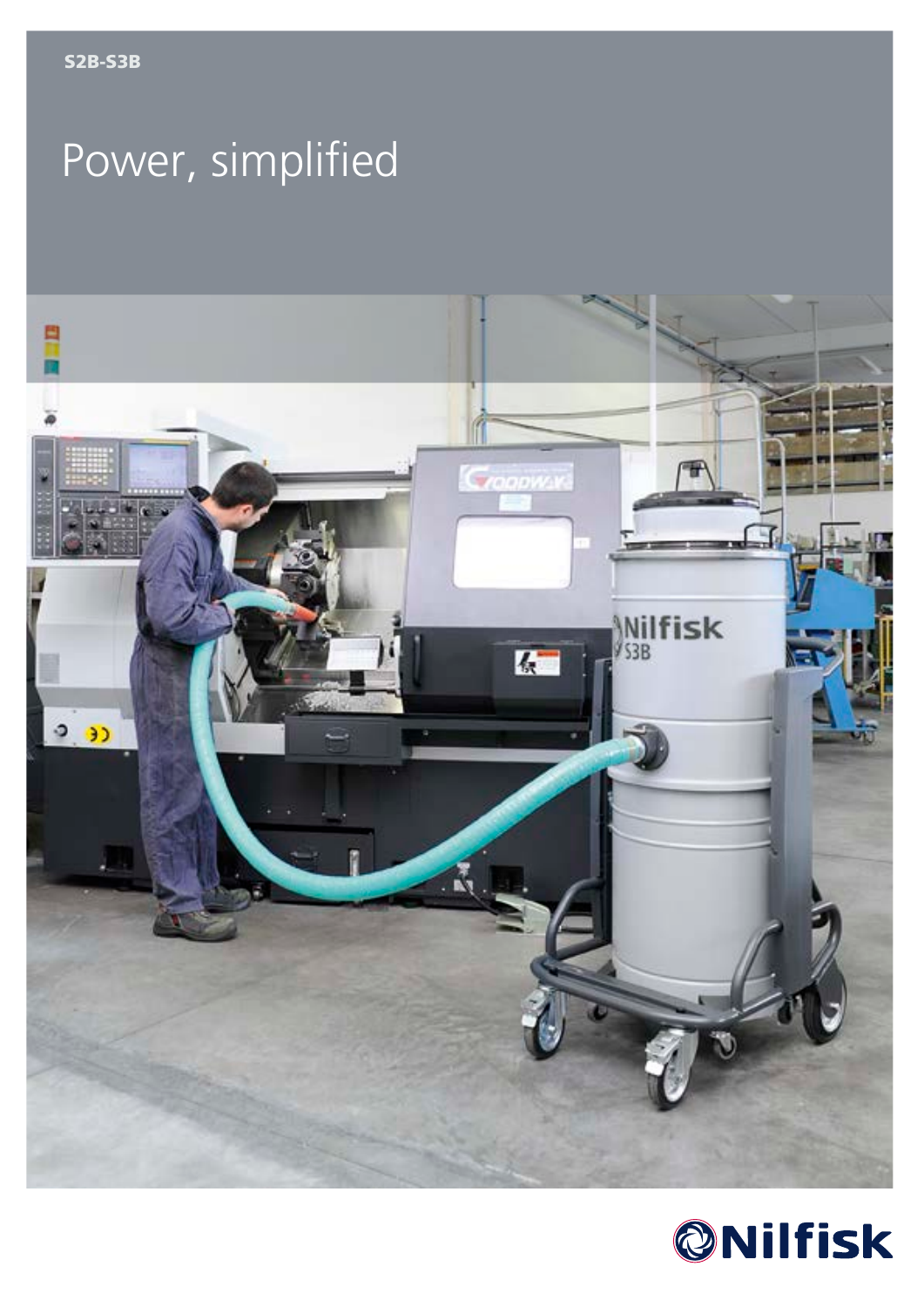S2B-S3B

# Power, simplified

Nilfisk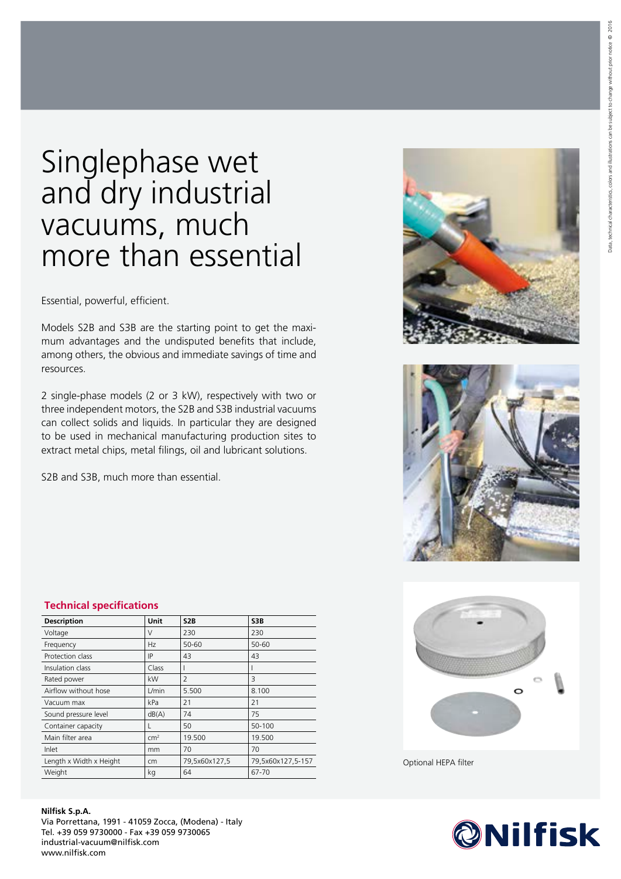# Singlephase wet and dry industrial vacuums, much more than essential

Essential, powerful, efficient.

Models S2B and S3B are the starting point to get the maximum advantages and the undisputed benefits that include, among others, the obvious and immediate savings of time and resources.

2 single-phase models (2 or 3 kW), respectively with two or three independent motors, the S2B and S3B industrial vacuums can collect solids and liquids. In particular they are designed to be used in mechanical manufacturing production sites to extract metal chips, metal filings, oil and lubricant solutions.

S2B and S3B, much more than essential.

Optional HEPA filter

## Technical specifications

| Description | Unit | S2B | S3B |
|---|---|---|---|
| Voltage | V | 230 | 230 |
| Frequency | Hz | 50-60 | 50-60 |
| Protection class | IP | 43 | 43 |
| Insulation class | Class | I | I |
| Rated power | kW | 2 | 3 |
| Airflow without hose | L/min | 5.500 | 8.100 |
| Vacuum max | kPa | 21 | 21 |
| Sound pressure level | dB(A) | 74 | 75 |
| Container capacity | L | 50 | 50-100 |
| Main filter area | $cm^2$ | 19.500 | 19.500 |
| Inlet | mm | 70 | 70 |
| Length x Width x Height | cm | 79,5x60x127,5 | 79,5x60x127,5-157 |
| Weight | kg | 64 | 67-70 |

**Nilfisk S.p.A.**
Via Porrettana, 1991 - 41059 Zocca, (Modena) - Italy
Tel. +39 059 9730000 - Fax +39 059 9730065
industrial-vacuum@nilfisk.com
www.nilfisk.com

Data, technical characteristics, colors and illustrations can be subject to change without prior notice © 2016